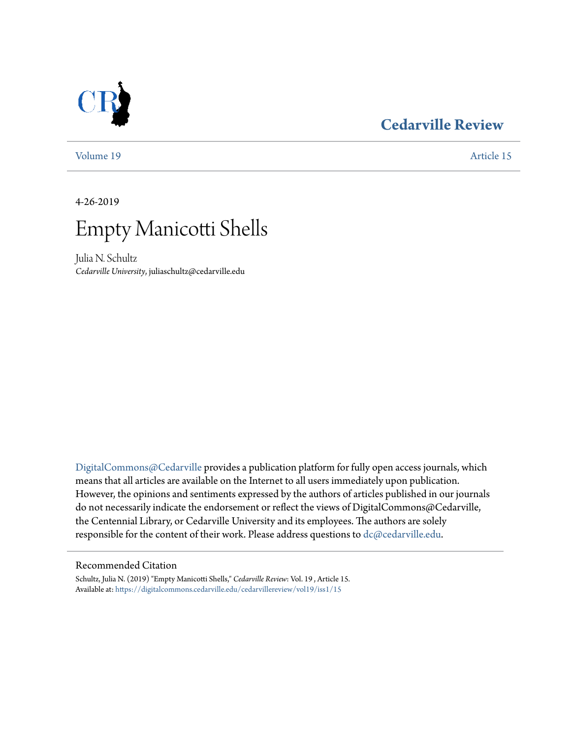# Cedarville Review

Volume 19 Article 15

4-26-2019

# Empty Manicotti Shells

Julia N. Schultz
*Cedarville University*, juliaschultz@cedarville.edu

DigitalCommons@Cedarville provides a publication platform for fully open access journals, which means that all articles are available on the Internet to all users immediately upon publication. However, the opinions and sentiments expressed by the authors of articles published in our journals do not necessarily indicate the endorsement or reflect the views of DigitalCommons@Cedarville, the Centennial Library, or Cedarville University and its employees. The authors are solely responsible for the content of their work. Please address questions to dc@cedarville.edu.

## Recommended Citation

Schultz, Julia N. (2019) "Empty Manicotti Shells," *Cedarville Review*: Vol. 19 , Article 15.
Available at: https://digitalcommons.cedarville.edu/cedarvillereview/vol19/iss1/15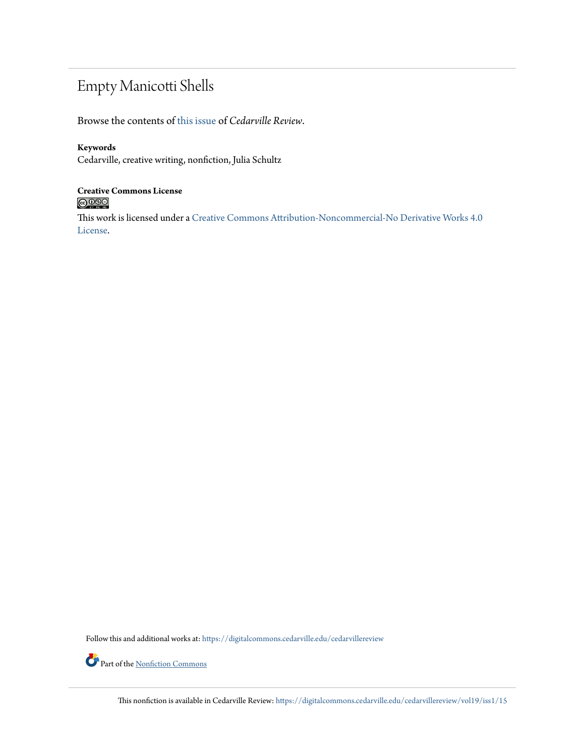# Empty Manicotti Shells

Browse the contents of this issue of *Cedarville Review*.

**Keywords**
Cedarville, creative writing, nonfiction, Julia Schultz

**Creative Commons License**

This work is licensed under a Creative Commons Attribution-Noncommercial-No Derivative Works 4.0 License.

Follow this and additional works at: https://digitalcommons.cedarville.edu/cedarvillereview

Part of the Nonfiction Commons

This nonfiction is available in Cedarville Review: https://digitalcommons.cedarville.edu/cedarvillereview/vol19/iss1/15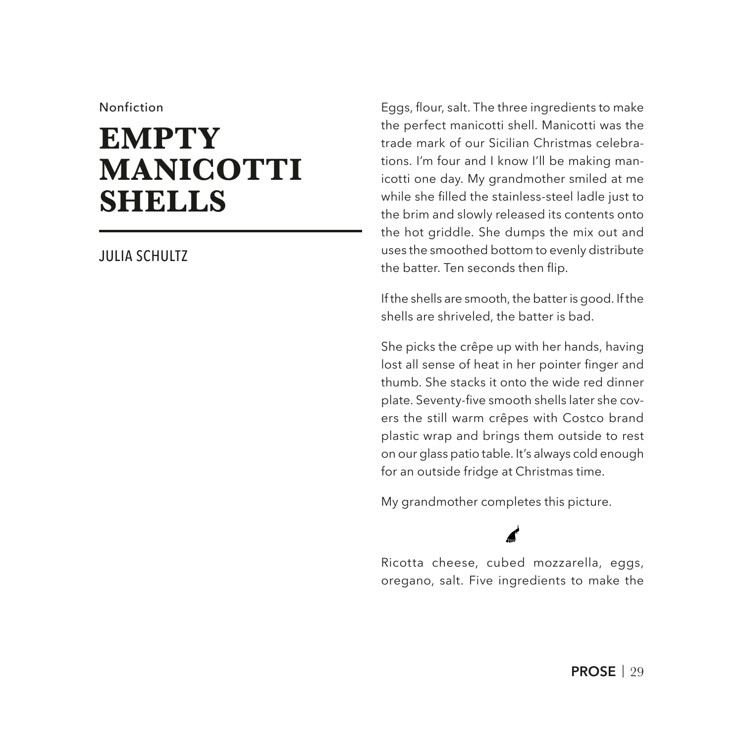Nonfiction

# EMPTY MANICOTTI SHELLS

JULIA SCHULTZ

Eggs, flour, salt. The three ingredients to make the perfect manicotti shell. Manicotti was the trade mark of our Sicilian Christmas celebrations. I'm four and I know I'll be making manicotti one day. My grandmother smiled at me while she filled the stainless-steel ladle just to the brim and slowly released its contents onto the hot griddle. She dumps the mix out and uses the smoothed bottom to evenly distribute the batter. Ten seconds then flip.

If the shells are smooth, the batter is good. If the shells are shriveled, the batter is bad.

She picks the crêpe up with her hands, having lost all sense of heat in her pointer finger and thumb. She stacks it onto the wide red dinner plate. Seventy-five smooth shells later she covers the still warm crêpes with Costco brand plastic wrap and brings them outside to rest on our glass patio table. It's always cold enough for an outside fridge at Christmas time.

My grandmother completes this picture.

Ricotta cheese, cubed mozzarella, eggs, oregano, salt. Five ingredients to make the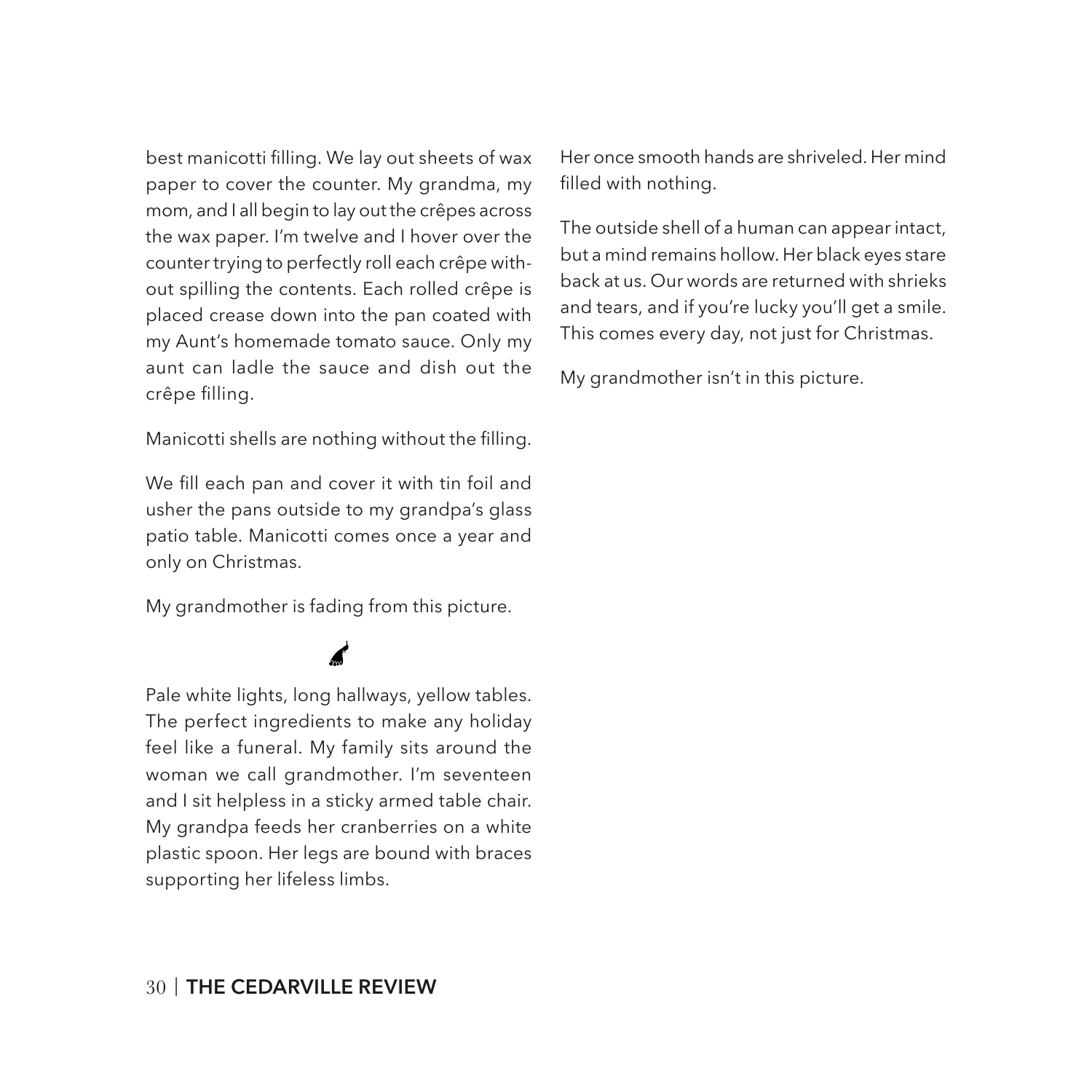best manicotti filling. We lay out sheets of wax paper to cover the counter. My grandma, my mom, and I all begin to lay out the crêpes across the wax paper. I'm twelve and I hover over the counter trying to perfectly roll each crêpe without spilling the contents. Each rolled crêpe is placed crease down into the pan coated with my Aunt's homemade tomato sauce. Only my aunt can ladle the sauce and dish out the crêpe filling.

Manicotti shells are nothing without the filling.

We fill each pan and cover it with tin foil and usher the pans outside to my grandpa's glass patio table. Manicotti comes once a year and only on Christmas.

My grandmother is fading from this picture.

Pale white lights, long hallways, yellow tables. The perfect ingredients to make any holiday feel like a funeral. My family sits around the woman we call grandmother. I'm seventeen and I sit helpless in a sticky armed table chair. My grandpa feeds her cranberries on a white plastic spoon. Her legs are bound with braces supporting her lifeless limbs.

Her once smooth hands are shriveled. Her mind filled with nothing.

The outside shell of a human can appear intact, but a mind remains hollow. Her black eyes stare back at us. Our words are returned with shrieks and tears, and if you're lucky you'll get a smile. This comes every day, not just for Christmas.

My grandmother isn't in this picture.